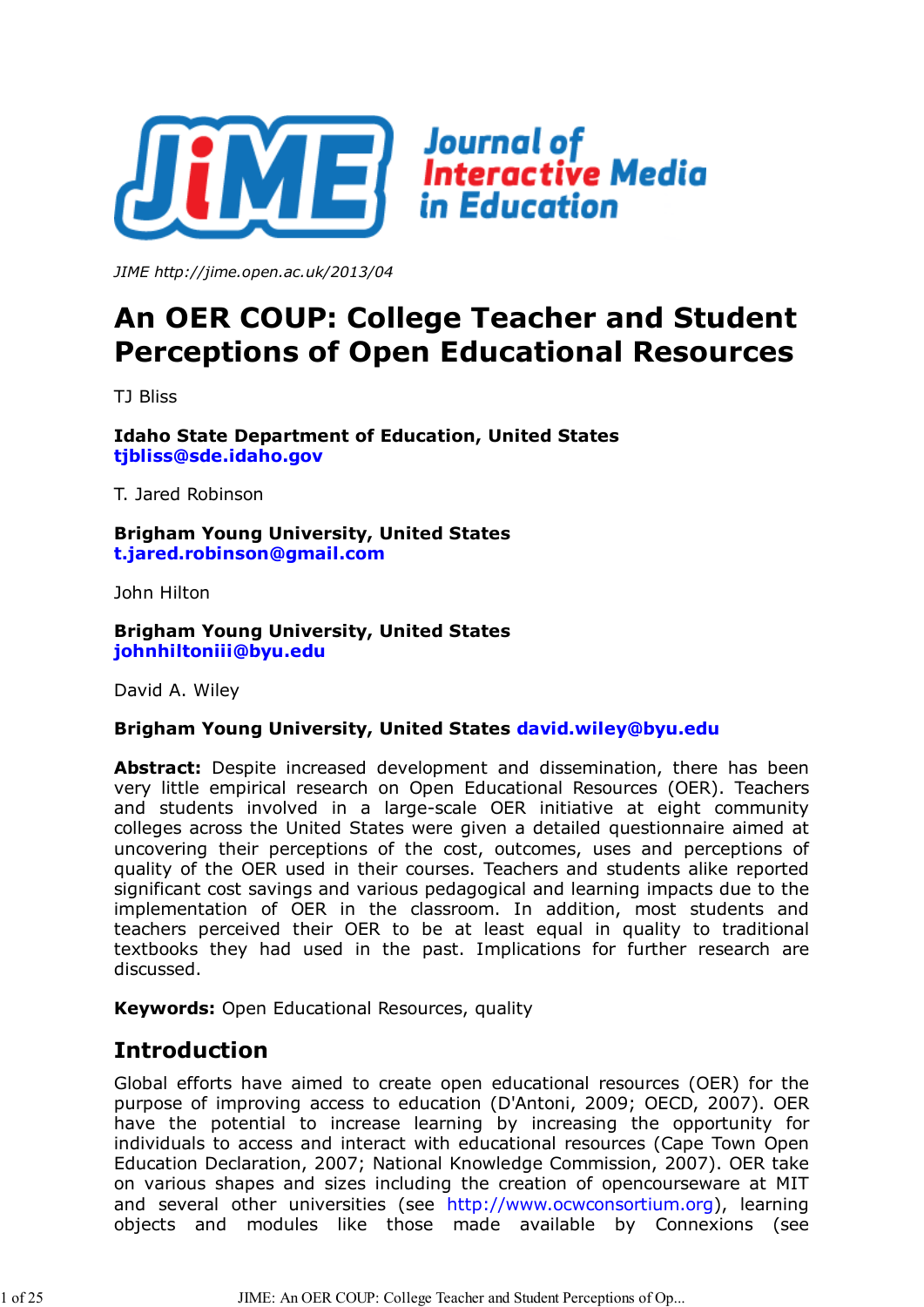JIME http://jime.open.ac.uk/2013/04

# An OER COUP: College Teacher and Student Perceptions of Open Educational Resources

TJ Bliss

**Idaho State Department of Education, United States**
**tjbliss@sde.idaho.gov**

T. Jared Robinson

**Brigham Young University, United States**
**t.jared.robinson@gmail.com**

John Hilton

**Brigham Young University, United States**
**johnhiltoniii@byu.edu**

David A. Wiley

**Brigham Young University, United States david.wiley@byu.edu**

**Abstract:** Despite increased development and dissemination, there has been very little empirical research on Open Educational Resources (OER). Teachers and students involved in a large-scale OER initiative at eight community colleges across the United States were given a detailed questionnaire aimed at uncovering their perceptions of the cost, outcomes, uses and perceptions of quality of the OER used in their courses. Teachers and students alike reported significant cost savings and various pedagogical and learning impacts due to the implementation of OER in the classroom. In addition, most students and teachers perceived their OER to be at least equal in quality to traditional textbooks they had used in the past. Implications for further research are discussed.

**Keywords:** Open Educational Resources, quality

## Introduction

Global efforts have aimed to create open educational resources (OER) for the purpose of improving access to education (D'Antoni, 2009; OECD, 2007). OER have the potential to increase learning by increasing the opportunity for individuals to access and interact with educational resources (Cape Town Open Education Declaration, 2007; National Knowledge Commission, 2007). OER take on various shapes and sizes including the creation of opencourseware at MIT and several other universities (see http://www.ocwconsortium.org), learning objects and modules like those made available by Connexions (see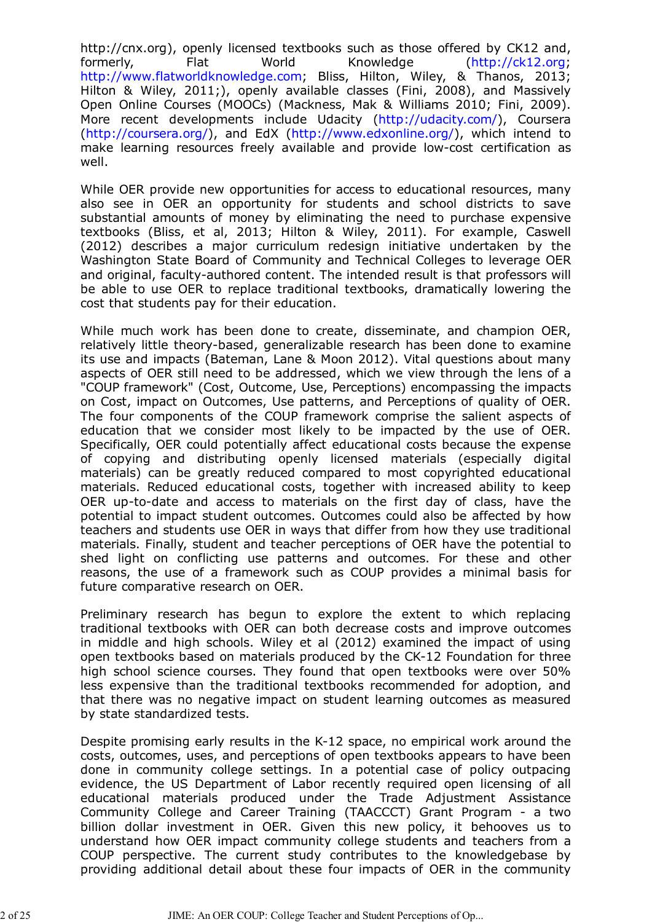http://cnx.org), openly licensed textbooks such as those offered by CK12 and, formerly, Flat World Knowledge (http://ck12.org; http://www.flatworldknowledge.com; Bliss, Hilton, Wiley, & Thanos, 2013; Hilton & Wiley, 2011;), openly available classes (Fini, 2008), and Massively Open Online Courses (MOOCs) (Mackness, Mak & Williams 2010; Fini, 2009). More recent developments include Udacity (http://udacity.com/), Coursera (http://coursera.org/), and EdX (http://www.edxonline.org/), which intend to make learning resources freely available and provide low-cost certification as well.

While OER provide new opportunities for access to educational resources, many also see in OER an opportunity for students and school districts to save substantial amounts of money by eliminating the need to purchase expensive textbooks (Bliss, et al, 2013; Hilton & Wiley, 2011). For example, Caswell (2012) describes a major curriculum redesign initiative undertaken by the Washington State Board of Community and Technical Colleges to leverage OER and original, faculty-authored content. The intended result is that professors will be able to use OER to replace traditional textbooks, dramatically lowering the cost that students pay for their education.

While much work has been done to create, disseminate, and champion OER, relatively little theory-based, generalizable research has been done to examine its use and impacts (Bateman, Lane & Moon 2012). Vital questions about many aspects of OER still need to be addressed, which we view through the lens of a "COUP framework" (Cost, Outcome, Use, Perceptions) encompassing the impacts on Cost, impact on Outcomes, Use patterns, and Perceptions of quality of OER. The four components of the COUP framework comprise the salient aspects of education that we consider most likely to be impacted by the use of OER. Specifically, OER could potentially affect educational costs because the expense of copying and distributing openly licensed materials (especially digital materials) can be greatly reduced compared to most copyrighted educational materials. Reduced educational costs, together with increased ability to keep OER up-to-date and access to materials on the first day of class, have the potential to impact student outcomes. Outcomes could also be affected by how teachers and students use OER in ways that differ from how they use traditional materials. Finally, student and teacher perceptions of OER have the potential to shed light on conflicting use patterns and outcomes. For these and other reasons, the use of a framework such as COUP provides a minimal basis for future comparative research on OER.

Preliminary research has begun to explore the extent to which replacing traditional textbooks with OER can both decrease costs and improve outcomes in middle and high schools. Wiley et al (2012) examined the impact of using open textbooks based on materials produced by the CK-12 Foundation for three high school science courses. They found that open textbooks were over 50% less expensive than the traditional textbooks recommended for adoption, and that there was no negative impact on student learning outcomes as measured by state standardized tests.

Despite promising early results in the K-12 space, no empirical work around the costs, outcomes, uses, and perceptions of open textbooks appears to have been done in community college settings. In a potential case of policy outpacing evidence, the US Department of Labor recently required open licensing of all educational materials produced under the Trade Adjustment Assistance Community College and Career Training (TAACCCT) Grant Program - a two billion dollar investment in OER. Given this new policy, it behooves us to understand how OER impact community college students and teachers from a COUP perspective. The current study contributes to the knowledgebase by providing additional detail about these four impacts of OER in the community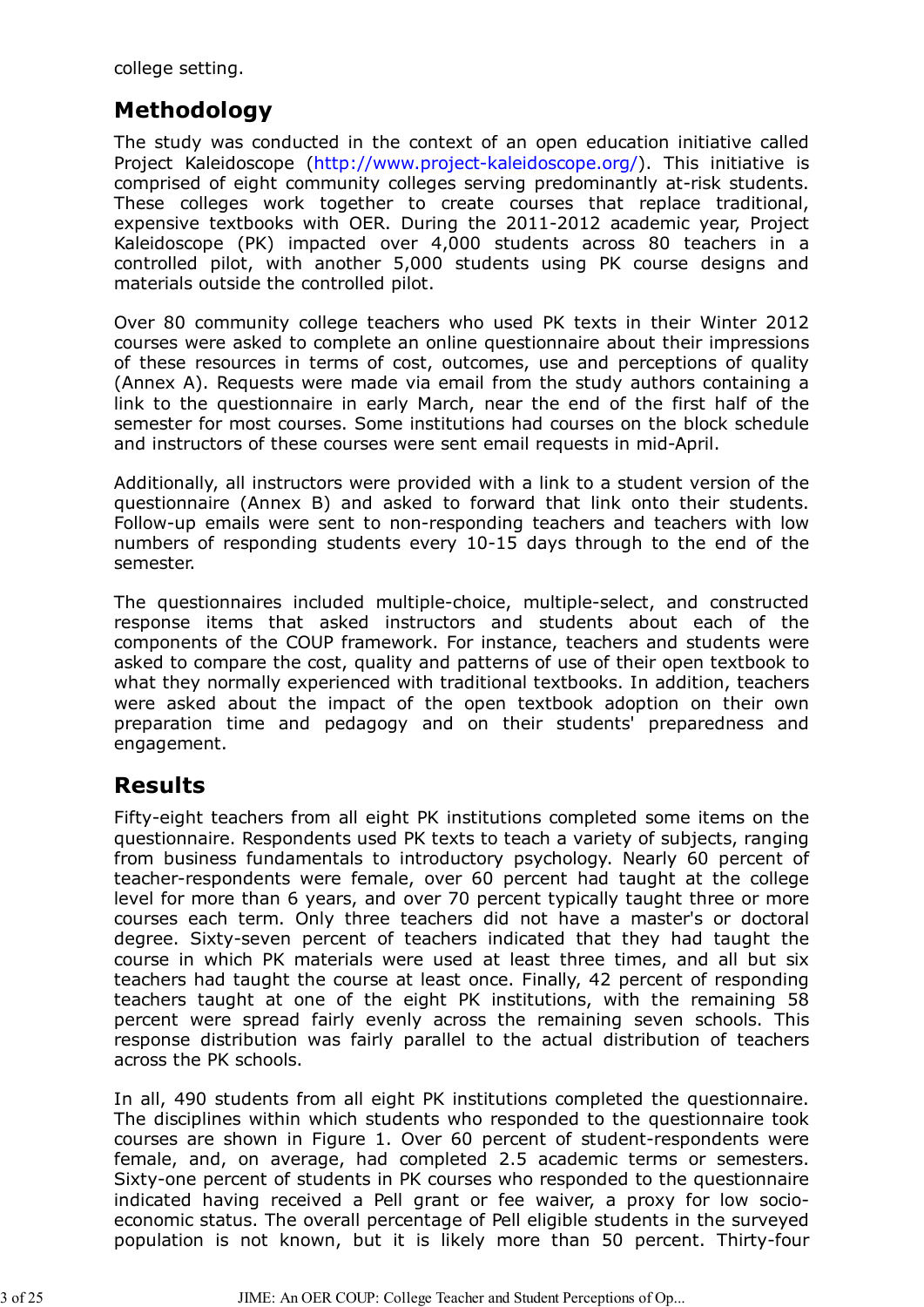college setting.

## Methodology

The study was conducted in the context of an open education initiative called Project Kaleidoscope (http://www.project-kaleidoscope.org/). This initiative is comprised of eight community colleges serving predominantly at-risk students. These colleges work together to create courses that replace traditional, expensive textbooks with OER. During the 2011-2012 academic year, Project Kaleidoscope (PK) impacted over 4,000 students across 80 teachers in a controlled pilot, with another 5,000 students using PK course designs and materials outside the controlled pilot.

Over 80 community college teachers who used PK texts in their Winter 2012 courses were asked to complete an online questionnaire about their impressions of these resources in terms of cost, outcomes, use and perceptions of quality (Annex A). Requests were made via email from the study authors containing a link to the questionnaire in early March, near the end of the first half of the semester for most courses. Some institutions had courses on the block schedule and instructors of these courses were sent email requests in mid-April.

Additionally, all instructors were provided with a link to a student version of the questionnaire (Annex B) and asked to forward that link onto their students. Follow-up emails were sent to non-responding teachers and teachers with low numbers of responding students every 10-15 days through to the end of the semester.

The questionnaires included multiple-choice, multiple-select, and constructed response items that asked instructors and students about each of the components of the COUP framework. For instance, teachers and students were asked to compare the cost, quality and patterns of use of their open textbook to what they normally experienced with traditional textbooks. In addition, teachers were asked about the impact of the open textbook adoption on their own preparation time and pedagogy and on their students' preparedness and engagement.

## Results

Fifty-eight teachers from all eight PK institutions completed some items on the questionnaire. Respondents used PK texts to teach a variety of subjects, ranging from business fundamentals to introductory psychology. Nearly 60 percent of teacher-respondents were female, over 60 percent had taught at the college level for more than 6 years, and over 70 percent typically taught three or more courses each term. Only three teachers did not have a master's or doctoral degree. Sixty-seven percent of teachers indicated that they had taught the course in which PK materials were used at least three times, and all but six teachers had taught the course at least once. Finally, 42 percent of responding teachers taught at one of the eight PK institutions, with the remaining 58 percent were spread fairly evenly across the remaining seven schools. This response distribution was fairly parallel to the actual distribution of teachers across the PK schools.

In all, 490 students from all eight PK institutions completed the questionnaire. The disciplines within which students who responded to the questionnaire took courses are shown in Figure 1. Over 60 percent of student-respondents were female, and, on average, had completed 2.5 academic terms or semesters. Sixty-one percent of students in PK courses who responded to the questionnaire indicated having received a Pell grant or fee waiver, a proxy for low socio-economic status. The overall percentage of Pell eligible students in the surveyed population is not known, but it is likely more than 50 percent. Thirty-four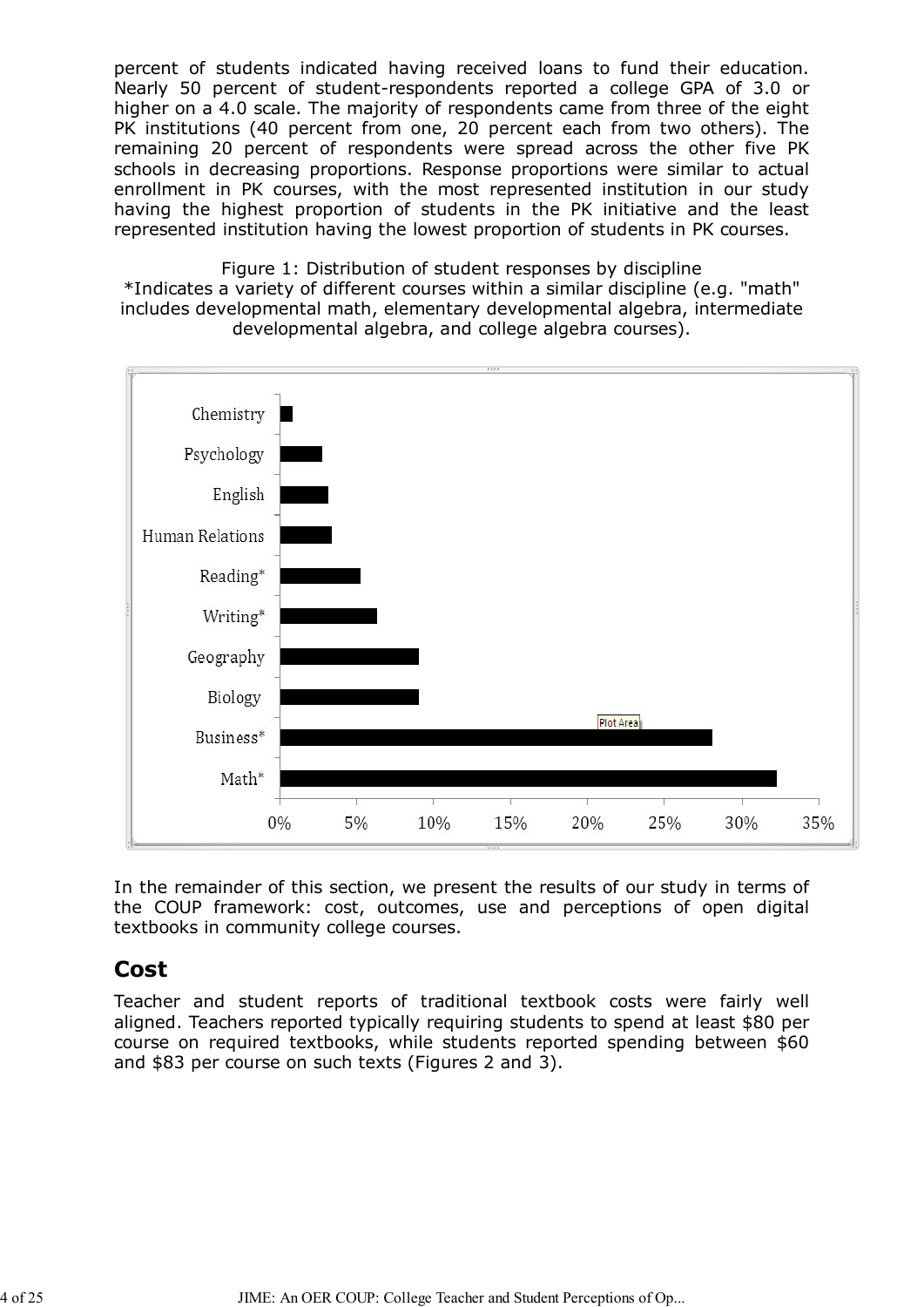percent of students indicated having received loans to fund their education. Nearly 50 percent of student-respondents reported a college GPA of 3.0 or higher on a 4.0 scale. The majority of respondents came from three of the eight PK institutions (40 percent from one, 20 percent each from two others). The remaining 20 percent of respondents were spread across the other five PK schools in decreasing proportions. Response proportions were similar to actual enrollment in PK courses, with the most represented institution in our study having the highest proportion of students in the PK initiative and the least represented institution having the lowest proportion of students in PK courses.

Figure 1: Distribution of student responses by discipline
*Indicates a variety of different courses within a similar discipline (e.g. "math" includes developmental math, elementary developmental algebra, intermediate developmental algebra, and college algebra courses).

In the remainder of this section, we present the results of our study in terms of the COUP framework: cost, outcomes, use and perceptions of open digital textbooks in community college courses.

## Cost

Teacher and student reports of traditional textbook costs were fairly well aligned. Teachers reported typically requiring students to spend at least $80 per course on required textbooks, while students reported spending between $60 and $83 per course on such texts (Figures 2 and 3).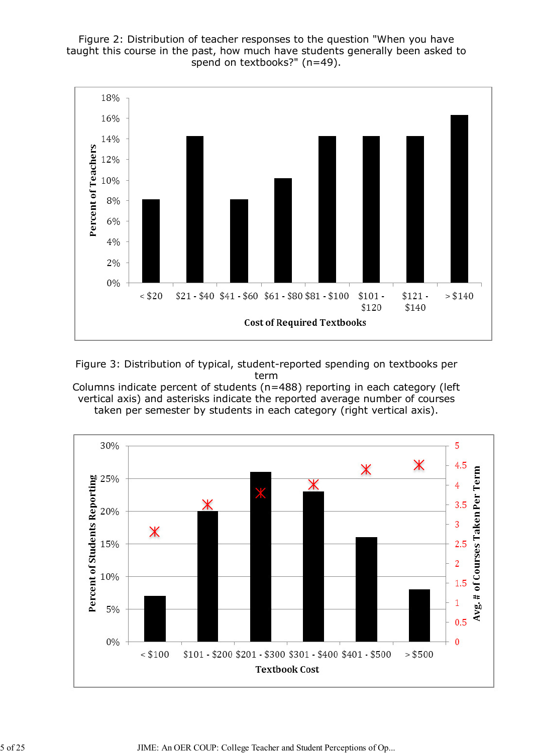Figure 2: Distribution of teacher responses to the question "When you have taught this course in the past, how much have students generally been asked to spend on textbooks?" (n=49).

Figure 3: Distribution of typical, student-reported spending on textbooks per term

Columns indicate percent of students (n=488) reporting in each category (left vertical axis) and asterisks indicate the reported average number of courses taken per semester by students in each category (right vertical axis).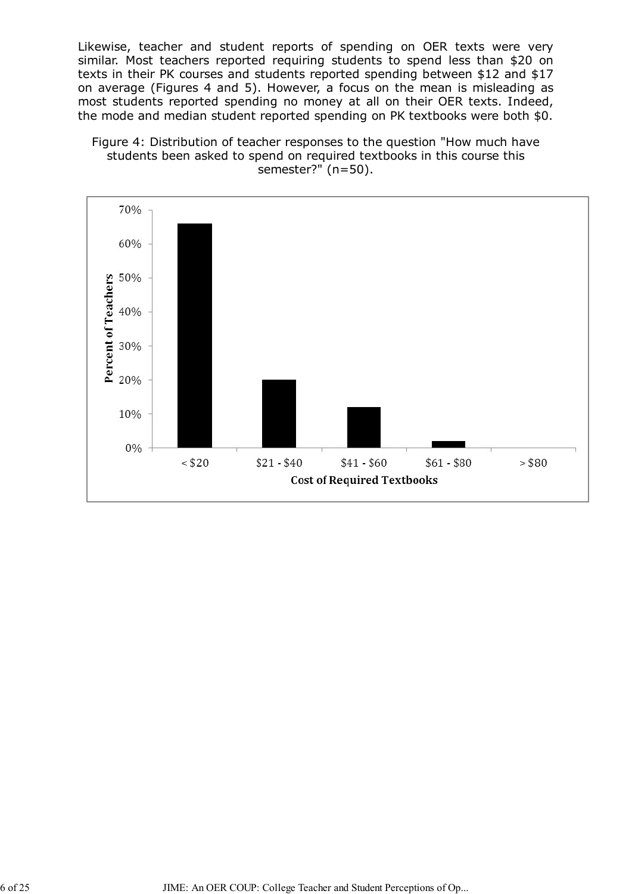Likewise, teacher and student reports of spending on OER texts were very similar. Most teachers reported requiring students to spend less than $20 on texts in their PK courses and students reported spending between $12 and $17 on average (Figures 4 and 5). However, a focus on the mean is misleading as most students reported spending no money at all on their OER texts. Indeed, the mode and median student reported spending on PK textbooks were both $0.

Figure 4: Distribution of teacher responses to the question "How much have students been asked to spend on required textbooks in this course this semester?" (n=50).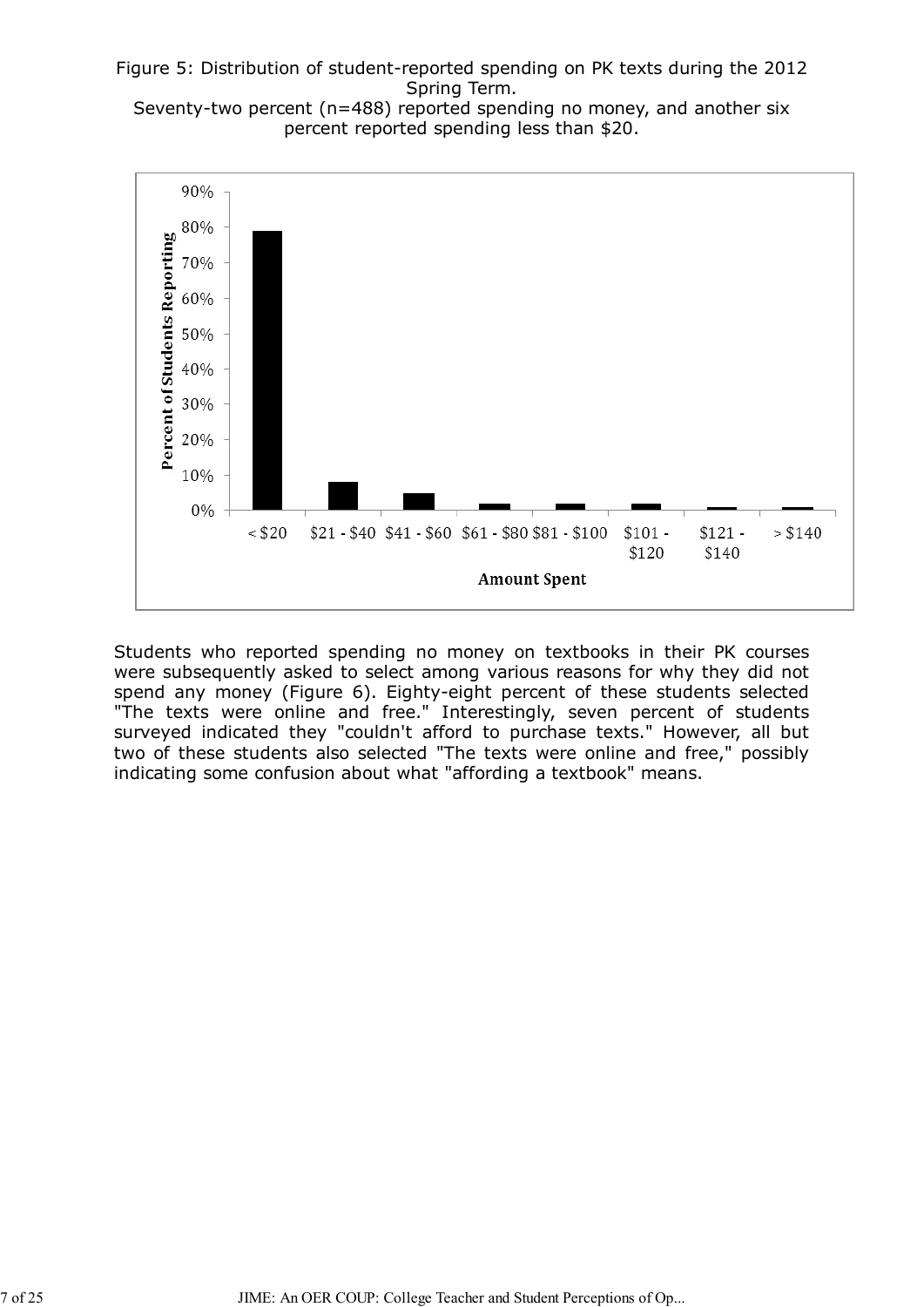Figure 5: Distribution of student-reported spending on PK texts during the 2012 Spring Term.
Seventy-two percent (n=488) reported spending no money, and another six percent reported spending less than $20.

Students who reported spending no money on textbooks in their PK courses were subsequently asked to select among various reasons for why they did not spend any money (Figure 6). Eighty-eight percent of these students selected "The texts were online and free." Interestingly, seven percent of students surveyed indicated they "couldn't afford to purchase texts." However, all but two of these students also selected "The texts were online and free," possibly indicating some confusion about what "affording a textbook" means.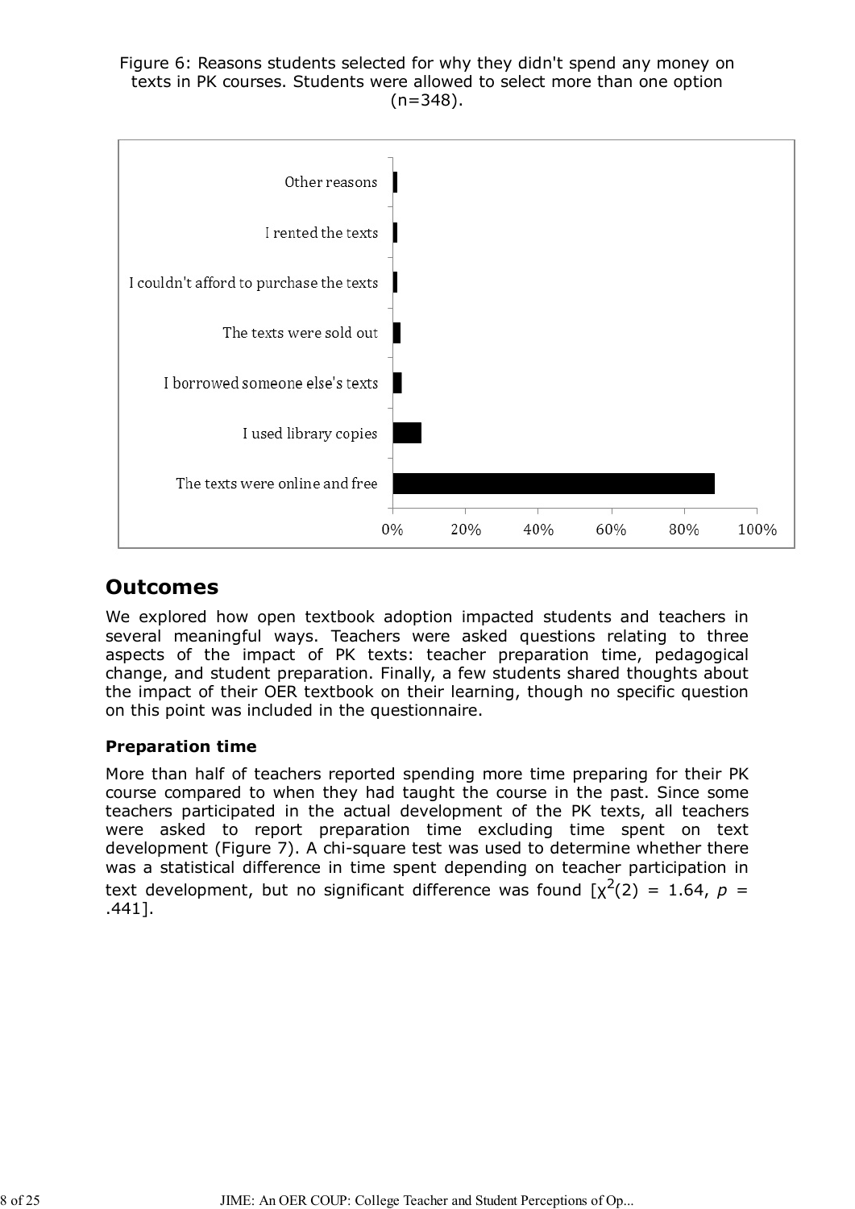Figure 6: Reasons students selected for why they didn't spend any money on texts in PK courses. Students were allowed to select more than one option (n=348).

## Outcomes

We explored how open textbook adoption impacted students and teachers in several meaningful ways. Teachers were asked questions relating to three aspects of the impact of PK texts: teacher preparation time, pedagogical change, and student preparation. Finally, a few students shared thoughts about the impact of their OER textbook on their learning, though no specific question on this point was included in the questionnaire.

### Preparation time

More than half of teachers reported spending more time preparing for their PK course compared to when they had taught the course in the past. Since some teachers participated in the actual development of the PK texts, all teachers were asked to report preparation time excluding time spent on text development (Figure 7). A chi-square test was used to determine whether there was a statistical difference in time spent depending on teacher participation in text development, but no significant difference was found [$\chi^2(2) = 1.64$, $p = .441$].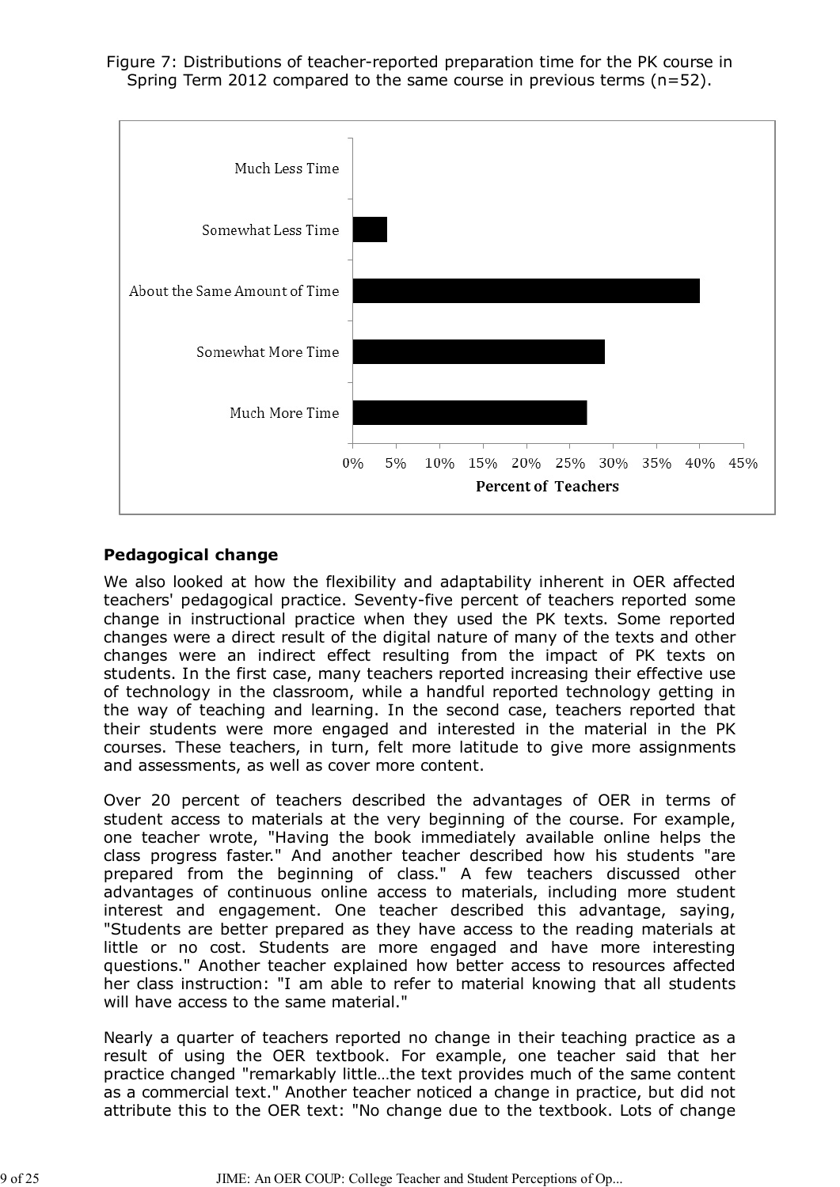Figure 7: Distributions of teacher-reported preparation time for the PK course in Spring Term 2012 compared to the same course in previous terms (n=52).

| Response | Percent of Teachers |
|---|---|
| Much Less Time | 0% |
| Somewhat Less Time | ~4% |
| About the Same Amount of Time | ~40% |
| Somewhat More Time | ~29% |
| Much More Time | ~27% |

### Pedagogical change

We also looked at how the flexibility and adaptability inherent in OER affected teachers' pedagogical practice. Seventy-five percent of teachers reported some change in instructional practice when they used the PK texts. Some reported changes were a direct result of the digital nature of many of the texts and other changes were an indirect effect resulting from the impact of PK texts on students. In the first case, many teachers reported increasing their effective use of technology in the classroom, while a handful reported technology getting in the way of teaching and learning. In the second case, teachers reported that their students were more engaged and interested in the material in the PK courses. These teachers, in turn, felt more latitude to give more assignments and assessments, as well as cover more content.

Over 20 percent of teachers described the advantages of OER in terms of student access to materials at the very beginning of the course. For example, one teacher wrote, "Having the book immediately available online helps the class progress faster." And another teacher described how his students "are prepared from the beginning of class." A few teachers discussed other advantages of continuous online access to materials, including more student interest and engagement. One teacher described this advantage, saying, "Students are better prepared as they have access to the reading materials at little or no cost. Students are more engaged and have more interesting questions." Another teacher explained how better access to resources affected her class instruction: "I am able to refer to material knowing that all students will have access to the same material."

Nearly a quarter of teachers reported no change in their teaching practice as a result of using the OER textbook. For example, one teacher said that her practice changed "remarkably little…the text provides much of the same content as a commercial text." Another teacher noticed a change in practice, but did not attribute this to the OER text: "No change due to the textbook. Lots of change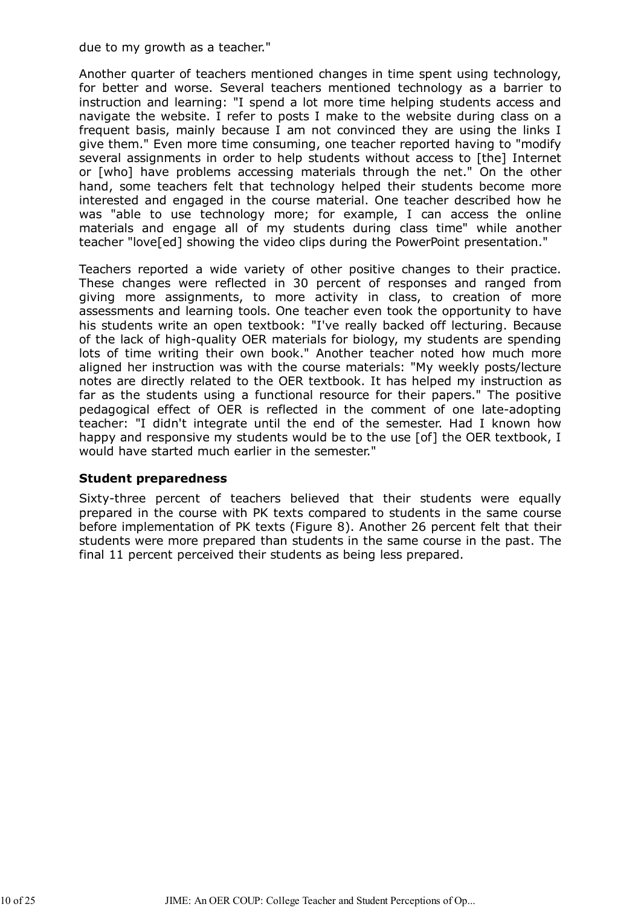due to my growth as a teacher."

Another quarter of teachers mentioned changes in time spent using technology, for better and worse. Several teachers mentioned technology as a barrier to instruction and learning: "I spend a lot more time helping students access and navigate the website. I refer to posts I make to the website during class on a frequent basis, mainly because I am not convinced they are using the links I give them." Even more time consuming, one teacher reported having to "modify several assignments in order to help students without access to [the] Internet or [who] have problems accessing materials through the net." On the other hand, some teachers felt that technology helped their students become more interested and engaged in the course material. One teacher described how he was "able to use technology more; for example, I can access the online materials and engage all of my students during class time" while another teacher "love[ed] showing the video clips during the PowerPoint presentation."

Teachers reported a wide variety of other positive changes to their practice. These changes were reflected in 30 percent of responses and ranged from giving more assignments, to more activity in class, to creation of more assessments and learning tools. One teacher even took the opportunity to have his students write an open textbook: "I've really backed off lecturing. Because of the lack of high-quality OER materials for biology, my students are spending lots of time writing their own book." Another teacher noted how much more aligned her instruction was with the course materials: "My weekly posts/lecture notes are directly related to the OER textbook. It has helped my instruction as far as the students using a functional resource for their papers." The positive pedagogical effect of OER is reflected in the comment of one late-adopting teacher: "I didn't integrate until the end of the semester. Had I known how happy and responsive my students would be to the use [of] the OER textbook, I would have started much earlier in the semester."

**Student preparedness**

Sixty-three percent of teachers believed that their students were equally prepared in the course with PK texts compared to students in the same course before implementation of PK texts (Figure 8). Another 26 percent felt that their students were more prepared than students in the same course in the past. The final 11 percent perceived their students as being less prepared.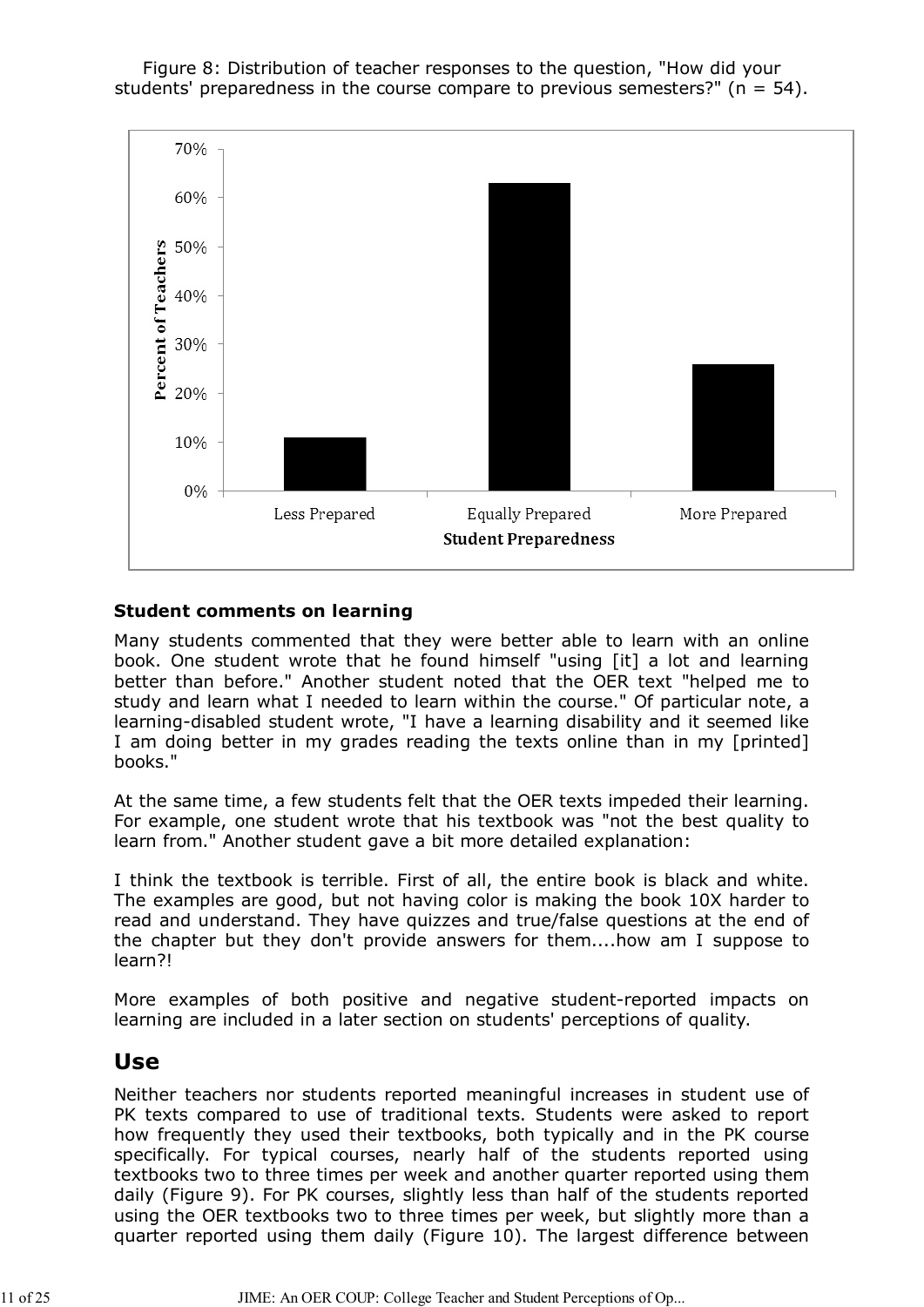Figure 8: Distribution of teacher responses to the question, "How did your students' preparedness in the course compare to previous semesters?" (n = 54).

### Student comments on learning

Many students commented that they were better able to learn with an online book. One student wrote that he found himself "using [it] a lot and learning better than before." Another student noted that the OER text "helped me to study and learn what I needed to learn within the course." Of particular note, a learning-disabled student wrote, "I have a learning disability and it seemed like I am doing better in my grades reading the texts online than in my [printed] books."

At the same time, a few students felt that the OER texts impeded their learning. For example, one student wrote that his textbook was "not the best quality to learn from." Another student gave a bit more detailed explanation:

I think the textbook is terrible. First of all, the entire book is black and white. The examples are good, but not having color is making the book 10X harder to read and understand. They have quizzes and true/false questions at the end of the chapter but they don't provide answers for them....how am I suppose to learn?!

More examples of both positive and negative student-reported impacts on learning are included in a later section on students' perceptions of quality.

## Use

Neither teachers nor students reported meaningful increases in student use of PK texts compared to use of traditional texts. Students were asked to report how frequently they used their textbooks, both typically and in the PK course specifically. For typical courses, nearly half of the students reported using textbooks two to three times per week and another quarter reported using them daily (Figure 9). For PK courses, slightly less than half of the students reported using the OER textbooks two to three times per week, but slightly more than a quarter reported using them daily (Figure 10). The largest difference between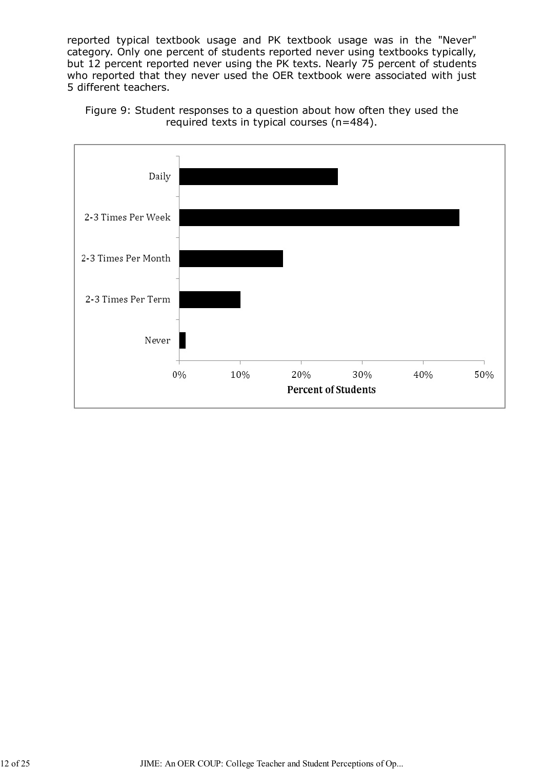reported typical textbook usage and PK textbook usage was in the "Never" category. Only one percent of students reported never using textbooks typically, but 12 percent reported never using the PK texts. Nearly 75 percent of students who reported that they never used the OER textbook were associated with just 5 different teachers.

Figure 9: Student responses to a question about how often they used the required texts in typical courses (n=484).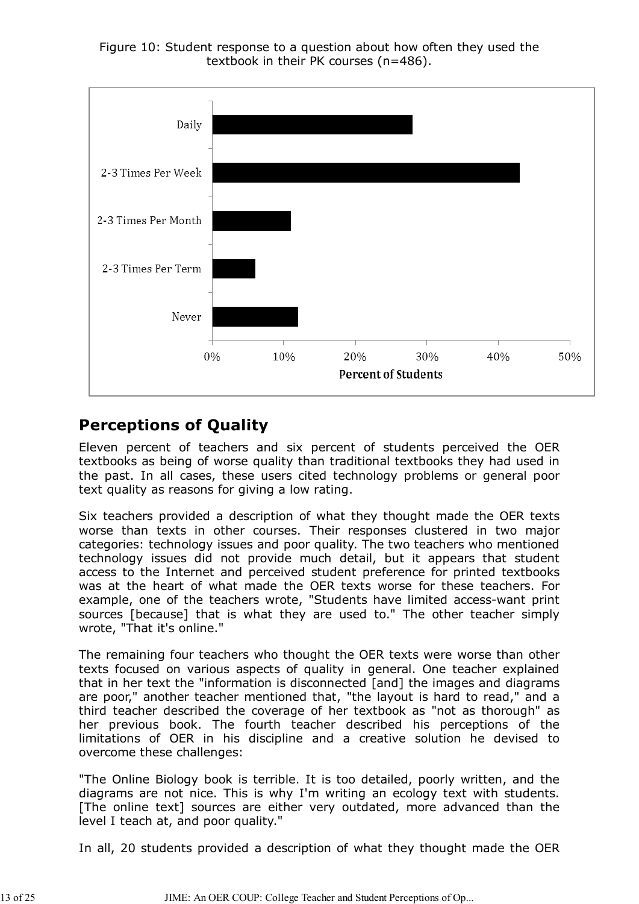Figure 10: Student response to a question about how often they used the textbook in their PK courses (n=486).

## Perceptions of Quality

Eleven percent of teachers and six percent of students perceived the OER textbooks as being of worse quality than traditional textbooks they had used in the past. In all cases, these users cited technology problems or general poor text quality as reasons for giving a low rating.

Six teachers provided a description of what they thought made the OER texts worse than texts in other courses. Their responses clustered in two major categories: technology issues and poor quality. The two teachers who mentioned technology issues did not provide much detail, but it appears that student access to the Internet and perceived student preference for printed textbooks was at the heart of what made the OER texts worse for these teachers. For example, one of the teachers wrote, "Students have limited access-want print sources [because] that is what they are used to." The other teacher simply wrote, "That it's online."

The remaining four teachers who thought the OER texts were worse than other texts focused on various aspects of quality in general. One teacher explained that in her text the "information is disconnected [and] the images and diagrams are poor," another teacher mentioned that, "the layout is hard to read," and a third teacher described the coverage of her textbook as "not as thorough" as her previous book. The fourth teacher described his perceptions of the limitations of OER in his discipline and a creative solution he devised to overcome these challenges:

"The Online Biology book is terrible. It is too detailed, poorly written, and the diagrams are not nice. This is why I'm writing an ecology text with students. [The online text] sources are either very outdated, more advanced than the level I teach at, and poor quality."

In all, 20 students provided a description of what they thought made the OER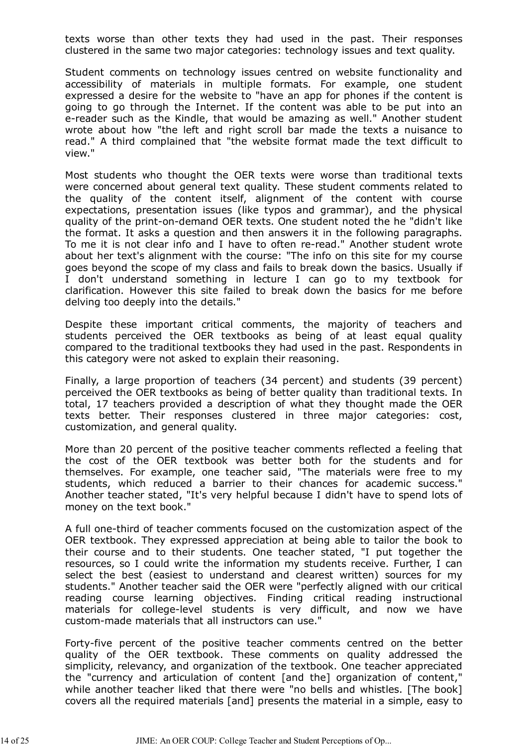texts worse than other texts they had used in the past. Their responses clustered in the same two major categories: technology issues and text quality.

Student comments on technology issues centred on website functionality and accessibility of materials in multiple formats. For example, one student expressed a desire for the website to "have an app for phones if the content is going to go through the Internet. If the content was able to be put into an e-reader such as the Kindle, that would be amazing as well." Another student wrote about how "the left and right scroll bar made the texts a nuisance to read." A third complained that "the website format made the text difficult to view."

Most students who thought the OER texts were worse than traditional texts were concerned about general text quality. These student comments related to the quality of the content itself, alignment of the content with course expectations, presentation issues (like typos and grammar), and the physical quality of the print-on-demand OER texts. One student noted the he "didn't like the format. It asks a question and then answers it in the following paragraphs. To me it is not clear info and I have to often re-read." Another student wrote about her text's alignment with the course: "The info on this site for my course goes beyond the scope of my class and fails to break down the basics. Usually if I don't understand something in lecture I can go to my textbook for clarification. However this site failed to break down the basics for me before delving too deeply into the details."

Despite these important critical comments, the majority of teachers and students perceived the OER textbooks as being of at least equal quality compared to the traditional textbooks they had used in the past. Respondents in this category were not asked to explain their reasoning.

Finally, a large proportion of teachers (34 percent) and students (39 percent) perceived the OER textbooks as being of better quality than traditional texts. In total, 17 teachers provided a description of what they thought made the OER texts better. Their responses clustered in three major categories: cost, customization, and general quality.

More than 20 percent of the positive teacher comments reflected a feeling that the cost of the OER textbook was better both for the students and for themselves. For example, one teacher said, "The materials were free to my students, which reduced a barrier to their chances for academic success." Another teacher stated, "It's very helpful because I didn't have to spend lots of money on the text book."

A full one-third of teacher comments focused on the customization aspect of the OER textbook. They expressed appreciation at being able to tailor the book to their course and to their students. One teacher stated, "I put together the resources, so I could write the information my students receive. Further, I can select the best (easiest to understand and clearest written) sources for my students." Another teacher said the OER were "perfectly aligned with our critical reading course learning objectives. Finding critical reading instructional materials for college-level students is very difficult, and now we have custom-made materials that all instructors can use."

Forty-five percent of the positive teacher comments centred on the better quality of the OER textbook. These comments on quality addressed the simplicity, relevancy, and organization of the textbook. One teacher appreciated the "currency and articulation of content [and the] organization of content," while another teacher liked that there were "no bells and whistles. [The book] covers all the required materials [and] presents the material in a simple, easy to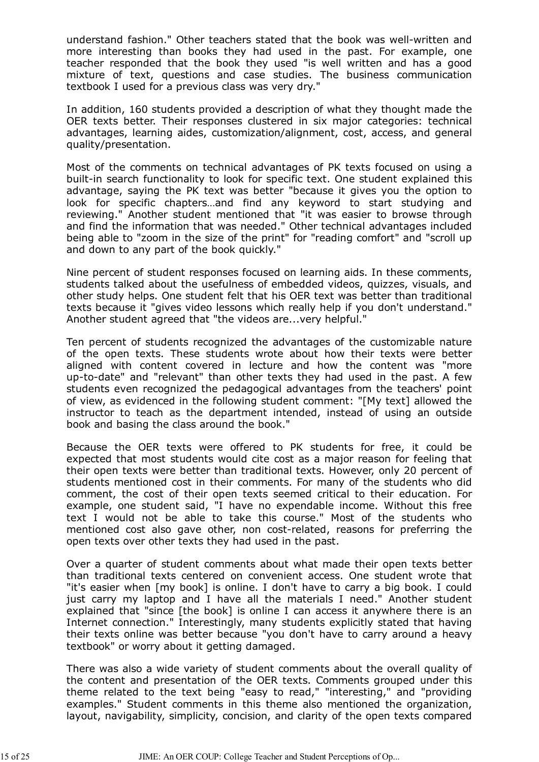understand fashion." Other teachers stated that the book was well-written and more interesting than books they had used in the past. For example, one teacher responded that the book they used "is well written and has a good mixture of text, questions and case studies. The business communication textbook I used for a previous class was very dry."

In addition, 160 students provided a description of what they thought made the OER texts better. Their responses clustered in six major categories: technical advantages, learning aides, customization/alignment, cost, access, and general quality/presentation.

Most of the comments on technical advantages of PK texts focused on using a built-in search functionality to look for specific text. One student explained this advantage, saying the PK text was better "because it gives you the option to look for specific chapters…and find any keyword to start studying and reviewing." Another student mentioned that "it was easier to browse through and find the information that was needed." Other technical advantages included being able to "zoom in the size of the print" for "reading comfort" and "scroll up and down to any part of the book quickly."

Nine percent of student responses focused on learning aids. In these comments, students talked about the usefulness of embedded videos, quizzes, visuals, and other study helps. One student felt that his OER text was better than traditional texts because it "gives video lessons which really help if you don't understand." Another student agreed that "the videos are...very helpful."

Ten percent of students recognized the advantages of the customizable nature of the open texts. These students wrote about how their texts were better aligned with content covered in lecture and how the content was "more up-to-date" and "relevant" than other texts they had used in the past. A few students even recognized the pedagogical advantages from the teachers' point of view, as evidenced in the following student comment: "[My text] allowed the instructor to teach as the department intended, instead of using an outside book and basing the class around the book."

Because the OER texts were offered to PK students for free, it could be expected that most students would cite cost as a major reason for feeling that their open texts were better than traditional texts. However, only 20 percent of students mentioned cost in their comments. For many of the students who did comment, the cost of their open texts seemed critical to their education. For example, one student said, "I have no expendable income. Without this free text I would not be able to take this course." Most of the students who mentioned cost also gave other, non cost-related, reasons for preferring the open texts over other texts they had used in the past.

Over a quarter of student comments about what made their open texts better than traditional texts centered on convenient access. One student wrote that "it's easier when [my book] is online. I don't have to carry a big book. I could just carry my laptop and I have all the materials I need." Another student explained that "since [the book] is online I can access it anywhere there is an Internet connection." Interestingly, many students explicitly stated that having their texts online was better because "you don't have to carry around a heavy textbook" or worry about it getting damaged.

There was also a wide variety of student comments about the overall quality of the content and presentation of the OER texts. Comments grouped under this theme related to the text being "easy to read," "interesting," and "providing examples." Student comments in this theme also mentioned the organization, layout, navigability, simplicity, concision, and clarity of the open texts compared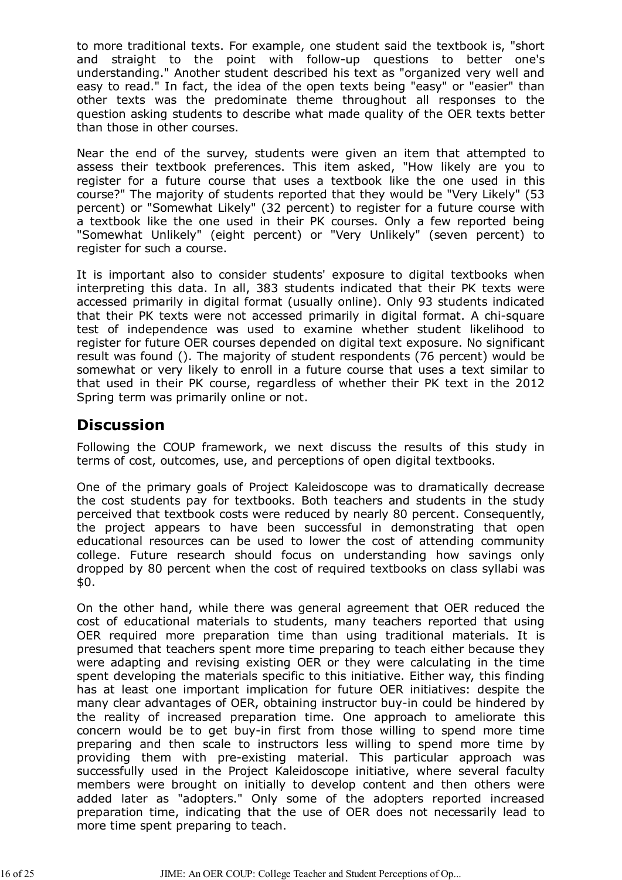to more traditional texts. For example, one student said the textbook is, "short and straight to the point with follow-up questions to better one's understanding." Another student described his text as "organized very well and easy to read." In fact, the idea of the open texts being "easy" or "easier" than other texts was the predominate theme throughout all responses to the question asking students to describe what made quality of the OER texts better than those in other courses.

Near the end of the survey, students were given an item that attempted to assess their textbook preferences. This item asked, "How likely are you to register for a future course that uses a textbook like the one used in this course?" The majority of students reported that they would be "Very Likely" (53 percent) or "Somewhat Likely" (32 percent) to register for a future course with a textbook like the one used in their PK courses. Only a few reported being "Somewhat Unlikely" (eight percent) or "Very Unlikely" (seven percent) to register for such a course.

It is important also to consider students' exposure to digital textbooks when interpreting this data. In all, 383 students indicated that their PK texts were accessed primarily in digital format (usually online). Only 93 students indicated that their PK texts were not accessed primarily in digital format. A chi-square test of independence was used to examine whether student likelihood to register for future OER courses depended on digital text exposure. No significant result was found (). The majority of student respondents (76 percent) would be somewhat or very likely to enroll in a future course that uses a text similar to that used in their PK course, regardless of whether their PK text in the 2012 Spring term was primarily online or not.

## Discussion

Following the COUP framework, we next discuss the results of this study in terms of cost, outcomes, use, and perceptions of open digital textbooks.

One of the primary goals of Project Kaleidoscope was to dramatically decrease the cost students pay for textbooks. Both teachers and students in the study perceived that textbook costs were reduced by nearly 80 percent. Consequently, the project appears to have been successful in demonstrating that open educational resources can be used to lower the cost of attending community college. Future research should focus on understanding how savings only dropped by 80 percent when the cost of required textbooks on class syllabi was $0.

On the other hand, while there was general agreement that OER reduced the cost of educational materials to students, many teachers reported that using OER required more preparation time than using traditional materials. It is presumed that teachers spent more time preparing to teach either because they were adapting and revising existing OER or they were calculating in the time spent developing the materials specific to this initiative. Either way, this finding has at least one important implication for future OER initiatives: despite the many clear advantages of OER, obtaining instructor buy-in could be hindered by the reality of increased preparation time. One approach to ameliorate this concern would be to get buy-in first from those willing to spend more time preparing and then scale to instructors less willing to spend more time by providing them with pre-existing material. This particular approach was successfully used in the Project Kaleidoscope initiative, where several faculty members were brought on initially to develop content and then others were added later as "adopters." Only some of the adopters reported increased preparation time, indicating that the use of OER does not necessarily lead to more time spent preparing to teach.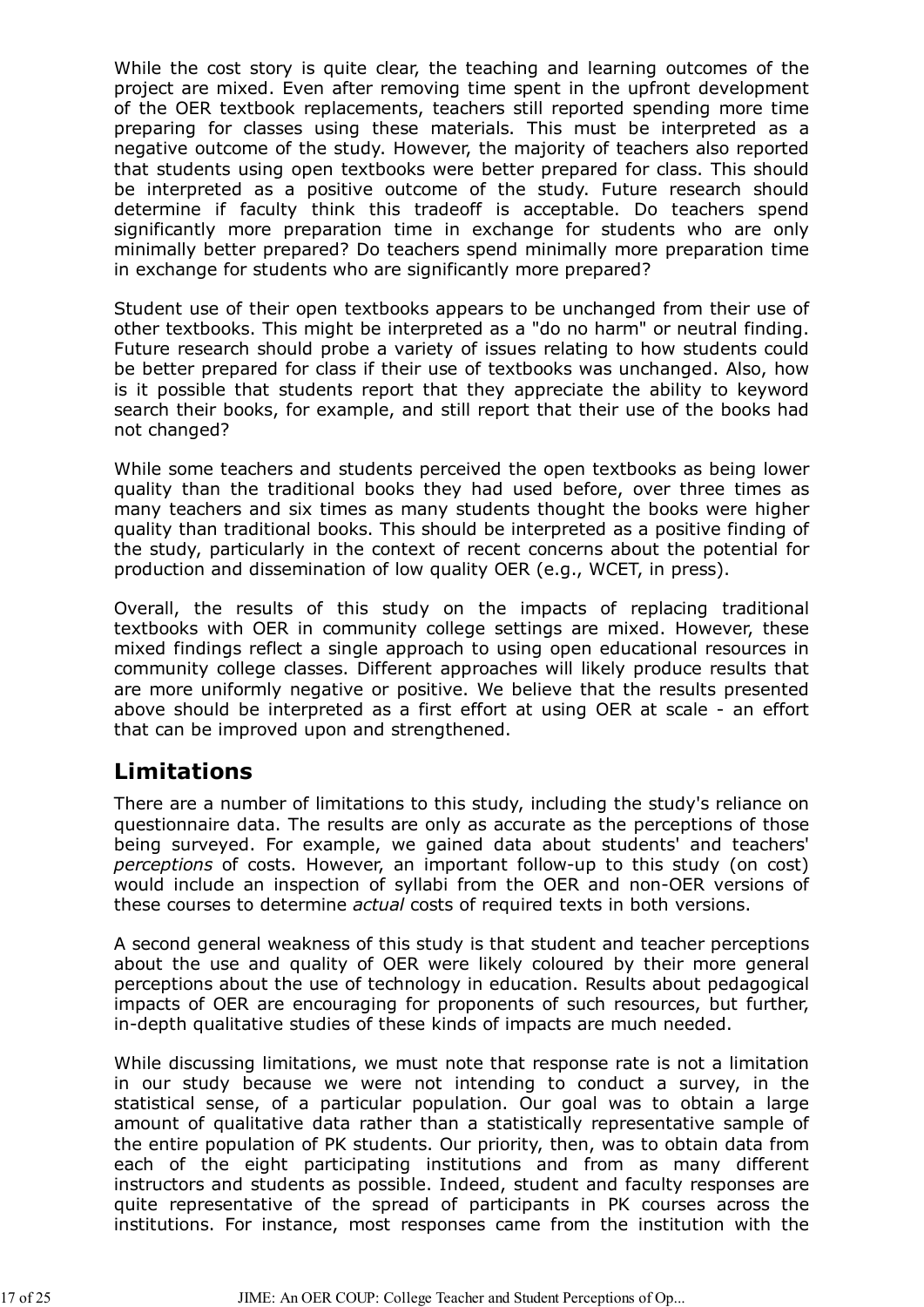While the cost story is quite clear, the teaching and learning outcomes of the project are mixed. Even after removing time spent in the upfront development of the OER textbook replacements, teachers still reported spending more time preparing for classes using these materials. This must be interpreted as a negative outcome of the study. However, the majority of teachers also reported that students using open textbooks were better prepared for class. This should be interpreted as a positive outcome of the study. Future research should determine if faculty think this tradeoff is acceptable. Do teachers spend significantly more preparation time in exchange for students who are only minimally better prepared? Do teachers spend minimally more preparation time in exchange for students who are significantly more prepared?

Student use of their open textbooks appears to be unchanged from their use of other textbooks. This might be interpreted as a "do no harm" or neutral finding. Future research should probe a variety of issues relating to how students could be better prepared for class if their use of textbooks was unchanged. Also, how is it possible that students report that they appreciate the ability to keyword search their books, for example, and still report that their use of the books had not changed?

While some teachers and students perceived the open textbooks as being lower quality than the traditional books they had used before, over three times as many teachers and six times as many students thought the books were higher quality than traditional books. This should be interpreted as a positive finding of the study, particularly in the context of recent concerns about the potential for production and dissemination of low quality OER (e.g., WCET, in press).

Overall, the results of this study on the impacts of replacing traditional textbooks with OER in community college settings are mixed. However, these mixed findings reflect a single approach to using open educational resources in community college classes. Different approaches will likely produce results that are more uniformly negative or positive. We believe that the results presented above should be interpreted as a first effort at using OER at scale - an effort that can be improved upon and strengthened.

## Limitations

There are a number of limitations to this study, including the study's reliance on questionnaire data. The results are only as accurate as the perceptions of those being surveyed. For example, we gained data about students' and teachers' *perceptions* of costs. However, an important follow-up to this study (on cost) would include an inspection of syllabi from the OER and non-OER versions of these courses to determine *actual* costs of required texts in both versions.

A second general weakness of this study is that student and teacher perceptions about the use and quality of OER were likely coloured by their more general perceptions about the use of technology in education. Results about pedagogical impacts of OER are encouraging for proponents of such resources, but further, in-depth qualitative studies of these kinds of impacts are much needed.

While discussing limitations, we must note that response rate is not a limitation in our study because we were not intending to conduct a survey, in the statistical sense, of a particular population. Our goal was to obtain a large amount of qualitative data rather than a statistically representative sample of the entire population of PK students. Our priority, then, was to obtain data from each of the eight participating institutions and from as many different instructors and students as possible. Indeed, student and faculty responses are quite representative of the spread of participants in PK courses across the institutions. For instance, most responses came from the institution with the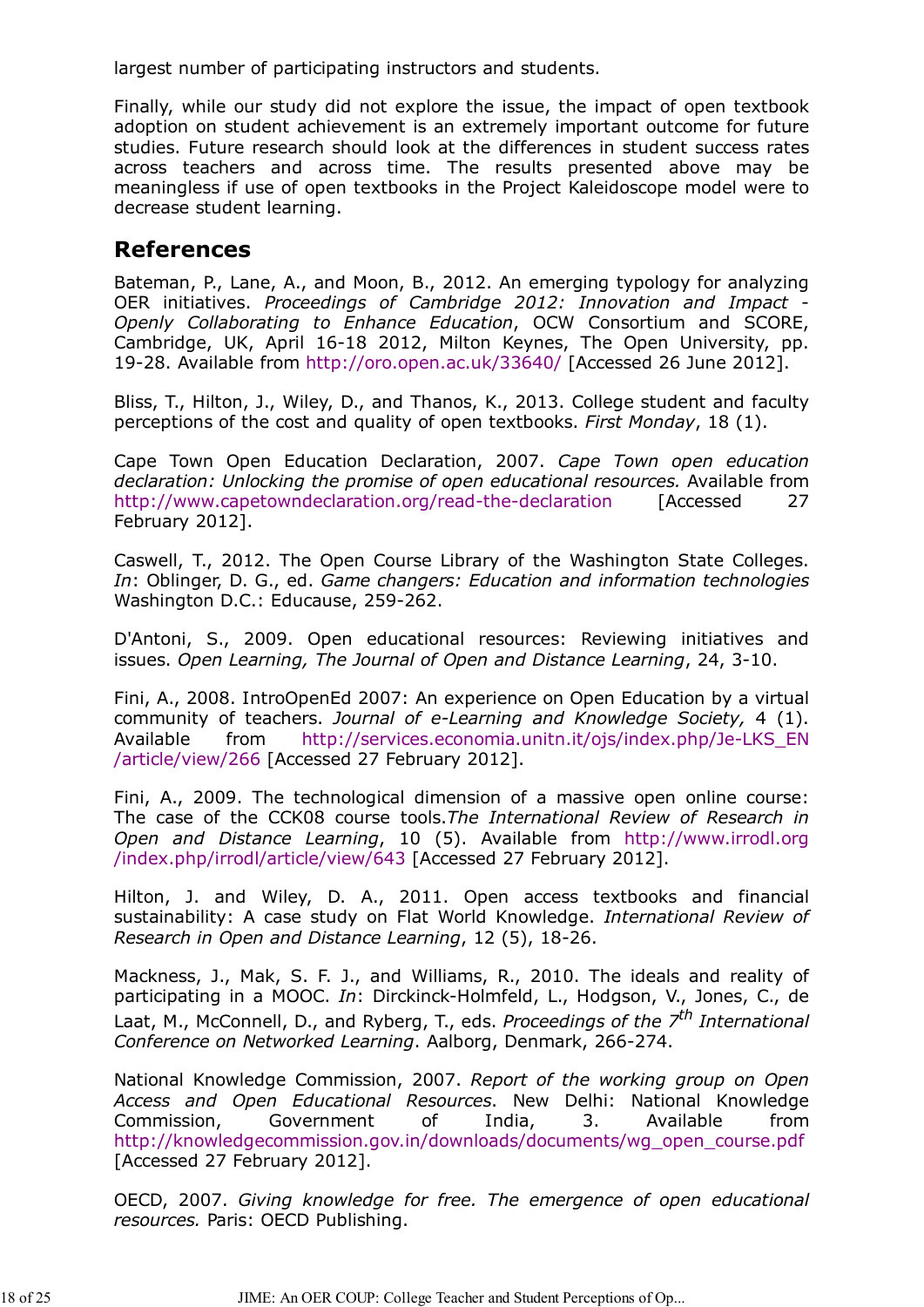largest number of participating instructors and students.

Finally, while our study did not explore the issue, the impact of open textbook adoption on student achievement is an extremely important outcome for future studies. Future research should look at the differences in student success rates across teachers and across time. The results presented above may be meaningless if use of open textbooks in the Project Kaleidoscope model were to decrease student learning.

## References

Bateman, P., Lane, A., and Moon, B., 2012. An emerging typology for analyzing OER initiatives. *Proceedings of Cambridge 2012: Innovation and Impact - Openly Collaborating to Enhance Education*, OCW Consortium and SCORE, Cambridge, UK, April 16-18 2012, Milton Keynes, The Open University, pp. 19-28. Available from http://oro.open.ac.uk/33640/ [Accessed 26 June 2012].

Bliss, T., Hilton, J., Wiley, D., and Thanos, K., 2013. College student and faculty perceptions of the cost and quality of open textbooks. *First Monday*, 18 (1).

Cape Town Open Education Declaration, 2007. *Cape Town open education declaration: Unlocking the promise of open educational resources.* Available from http://www.capetowndeclaration.org/read-the-declaration [Accessed 27 February 2012].

Caswell, T., 2012. The Open Course Library of the Washington State Colleges. *In*: Oblinger, D. G., ed. *Game changers: Education and information technologies* Washington D.C.: Educause, 259-262.

D'Antoni, S., 2009. Open educational resources: Reviewing initiatives and issues. *Open Learning, The Journal of Open and Distance Learning*, 24, 3-10.

Fini, A., 2008. IntroOpenEd 2007: An experience on Open Education by a virtual community of teachers. *Journal of e-Learning and Knowledge Society,* 4 (1). Available from http://services.economia.unitn.it/ojs/index.php/Je-LKS_EN/article/view/266 [Accessed 27 February 2012].

Fini, A., 2009. The technological dimension of a massive open online course: The case of the CCK08 course tools.*The International Review of Research in Open and Distance Learning*, 10 (5). Available from http://www.irrodl.org/index.php/irrodl/article/view/643 [Accessed 27 February 2012].

Hilton, J. and Wiley, D. A., 2011. Open access textbooks and financial sustainability: A case study on Flat World Knowledge. *International Review of Research in Open and Distance Learning*, 12 (5), 18-26.

Mackness, J., Mak, S. F. J., and Williams, R., 2010. The ideals and reality of participating in a MOOC. *In*: Dirckinck-Holmfeld, L., Hodgson, V., Jones, C., de Laat, M., McConnell, D., and Ryberg, T., eds. *Proceedings of the 7th International Conference on Networked Learning*. Aalborg, Denmark, 266-274.

National Knowledge Commission, 2007. *Report of the working group on Open Access and Open Educational Resources*. New Delhi: National Knowledge Commission, Government of India, 3. Available from http://knowledgecommission.gov.in/downloads/documents/wg_open_course.pdf [Accessed 27 February 2012].

OECD, 2007. *Giving knowledge for free. The emergence of open educational resources.* Paris: OECD Publishing.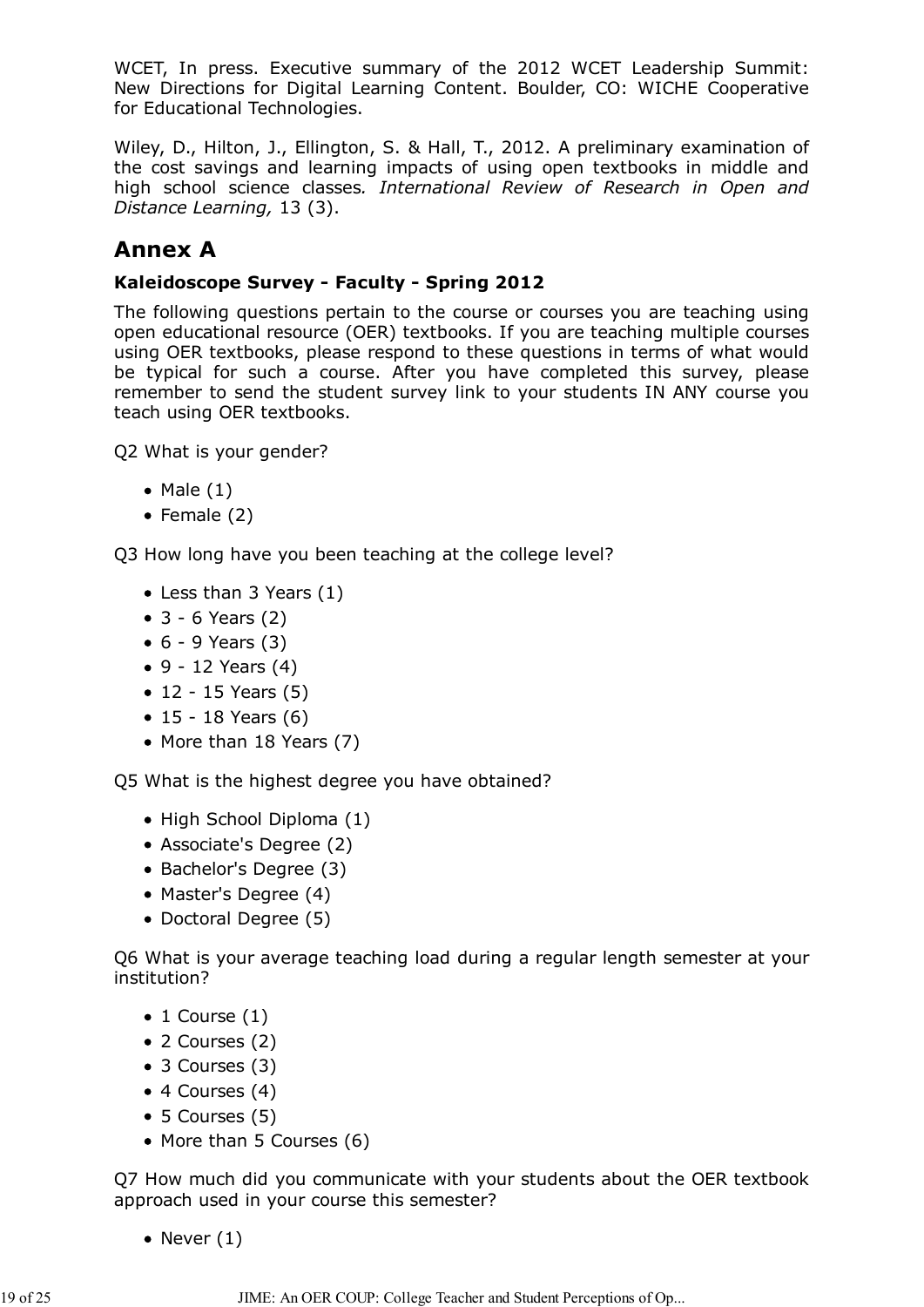WCET, In press. Executive summary of the 2012 WCET Leadership Summit: New Directions for Digital Learning Content. Boulder, CO: WICHE Cooperative for Educational Technologies.

Wiley, D., Hilton, J., Ellington, S. & Hall, T., 2012. A preliminary examination of the cost savings and learning impacts of using open textbooks in middle and high school science classes*. International Review of Research in Open and Distance Learning,* 13 (3).

## Annex A

**Kaleidoscope Survey - Faculty - Spring 2012**

The following questions pertain to the course or courses you are teaching using open educational resource (OER) textbooks. If you are teaching multiple courses using OER textbooks, please respond to these questions in terms of what would be typical for such a course. After you have completed this survey, please remember to send the student survey link to your students IN ANY course you teach using OER textbooks.

Q2 What is your gender?

- Male (1)
- Female (2)

Q3 How long have you been teaching at the college level?

- Less than 3 Years (1)
- 3 - 6 Years (2)
- 6 - 9 Years (3)
- 9 - 12 Years (4)
- 12 - 15 Years (5)
- 15 - 18 Years (6)
- More than 18 Years (7)

Q5 What is the highest degree you have obtained?

- High School Diploma (1)
- Associate's Degree (2)
- Bachelor's Degree (3)
- Master's Degree (4)
- Doctoral Degree (5)

Q6 What is your average teaching load during a regular length semester at your institution?

- 1 Course (1)
- 2 Courses (2)
- 3 Courses (3)
- 4 Courses (4)
- 5 Courses (5)
- More than 5 Courses (6)

Q7 How much did you communicate with your students about the OER textbook approach used in your course this semester?

- Never (1)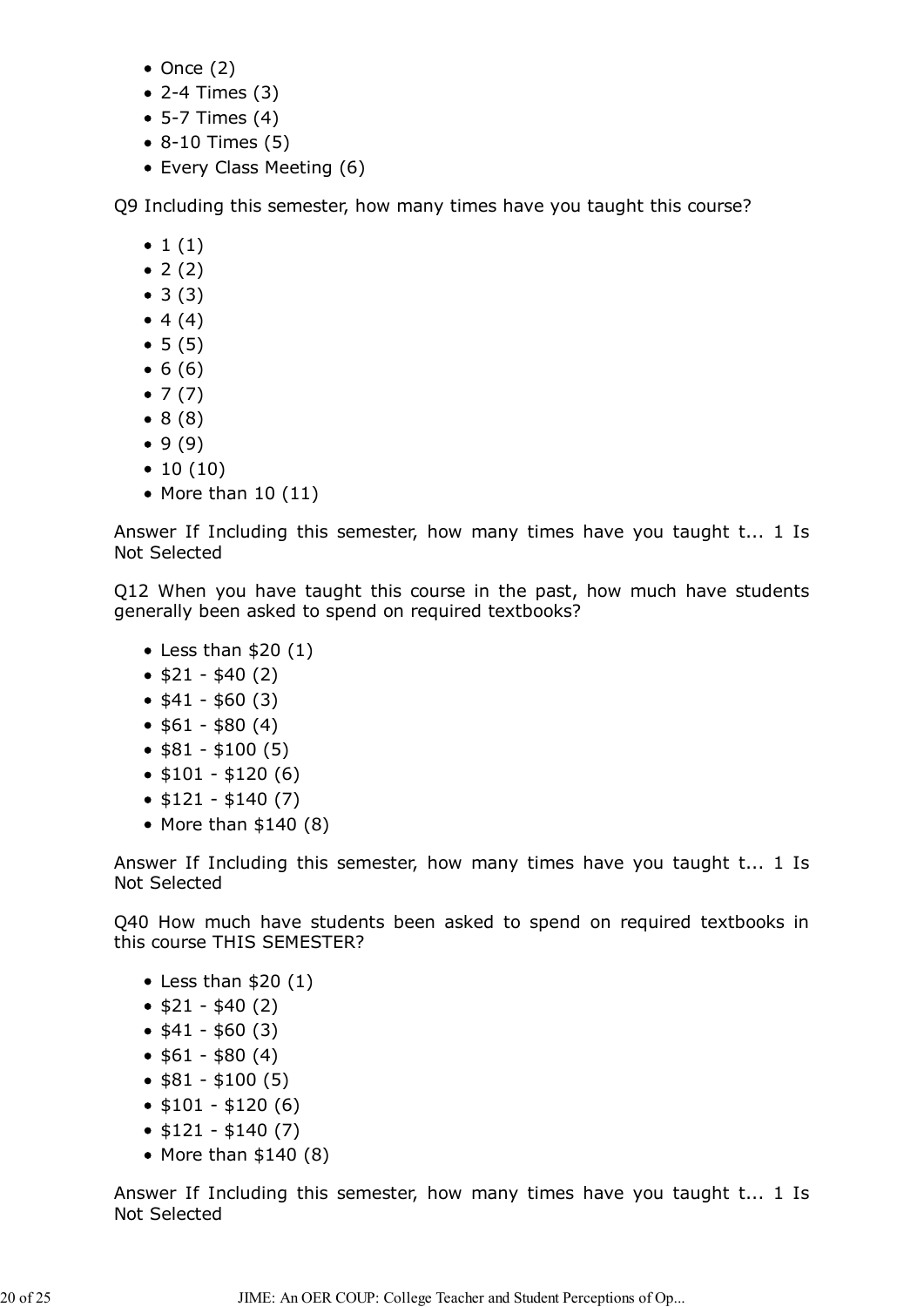- Once (2)
- 2-4 Times (3)
- 5-7 Times (4)
- 8-10 Times (5)
- Every Class Meeting (6)

Q9 Including this semester, how many times have you taught this course?

- 1 (1)
- 2 (2)
- 3 (3)
- 4 (4)
- 5 (5)
- 6 (6)
- 7 (7)
- 8 (8)
- 9 (9)
- 10 (10)
- More than 10 (11)

Answer If Including this semester, how many times have you taught t... 1 Is Not Selected

Q12 When you have taught this course in the past, how much have students generally been asked to spend on required textbooks?

- Less than $20 (1)
- $21 - $40 (2)
- $41 - $60 (3)
- $61 - $80 (4)
- $81 - $100 (5)
- $101 - $120 (6)
- $121 - $140 (7)
- More than $140 (8)

Answer If Including this semester, how many times have you taught t... 1 Is Not Selected

Q40 How much have students been asked to spend on required textbooks in this course THIS SEMESTER?

- Less than $20 (1)
- $21 - $40 (2)
- $41 - $60 (3)
- $61 - $80 (4)
- $81 - $100 (5)
- $101 - $120 (6)
- $121 - $140 (7)
- More than $140 (8)

Answer If Including this semester, how many times have you taught t... 1 Is Not Selected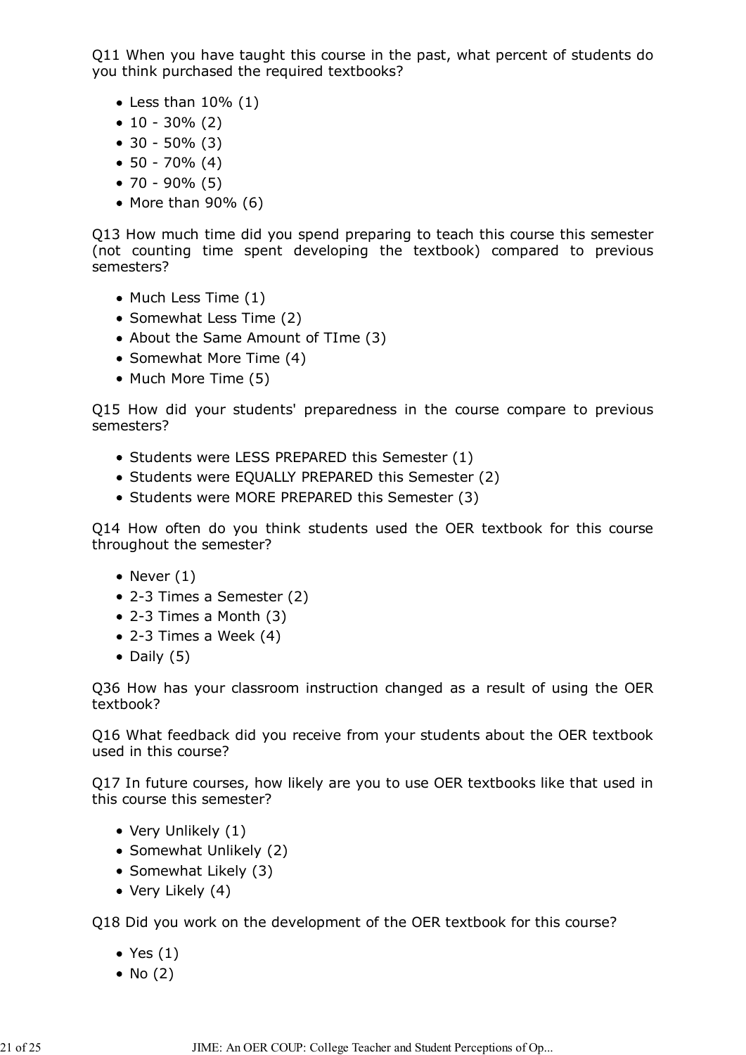Q11 When you have taught this course in the past, what percent of students do you think purchased the required textbooks?

- Less than 10% (1)
- 10 - 30% (2)
- 30 - 50% (3)
- 50 - 70% (4)
- 70 - 90% (5)
- More than 90% (6)

Q13 How much time did you spend preparing to teach this course this semester (not counting time spent developing the textbook) compared to previous semesters?

- Much Less Time (1)
- Somewhat Less Time (2)
- About the Same Amount of TIme (3)
- Somewhat More Time (4)
- Much More Time (5)

Q15 How did your students' preparedness in the course compare to previous semesters?

- Students were LESS PREPARED this Semester (1)
- Students were EQUALLY PREPARED this Semester (2)
- Students were MORE PREPARED this Semester (3)

Q14 How often do you think students used the OER textbook for this course throughout the semester?

- Never (1)
- 2-3 Times a Semester (2)
- 2-3 Times a Month (3)
- 2-3 Times a Week (4)
- Daily (5)

Q36 How has your classroom instruction changed as a result of using the OER textbook?

Q16 What feedback did you receive from your students about the OER textbook used in this course?

Q17 In future courses, how likely are you to use OER textbooks like that used in this course this semester?

- Very Unlikely (1)
- Somewhat Unlikely (2)
- Somewhat Likely (3)
- Very Likely (4)

Q18 Did you work on the development of the OER textbook for this course?

- Yes (1)
- No (2)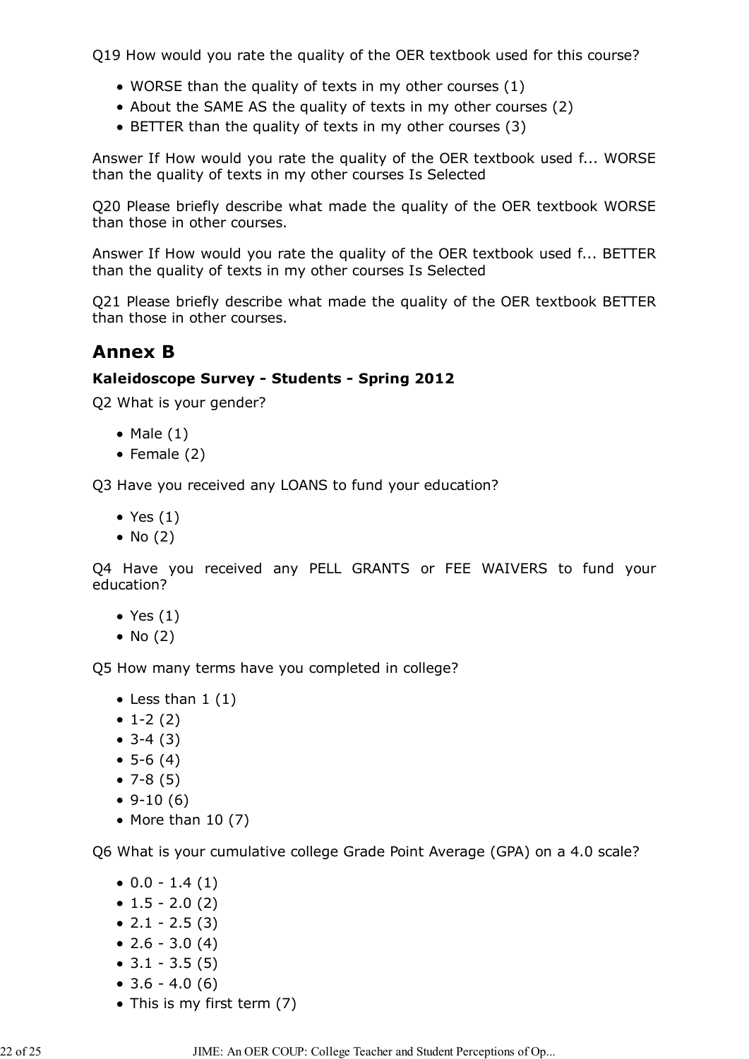Q19 How would you rate the quality of the OER textbook used for this course?

- WORSE than the quality of texts in my other courses (1)
- About the SAME AS the quality of texts in my other courses (2)
- BETTER than the quality of texts in my other courses (3)

Answer If How would you rate the quality of the OER textbook used f... WORSE than the quality of texts in my other courses Is Selected

Q20 Please briefly describe what made the quality of the OER textbook WORSE than those in other courses.

Answer If How would you rate the quality of the OER textbook used f... BETTER than the quality of texts in my other courses Is Selected

Q21 Please briefly describe what made the quality of the OER textbook BETTER than those in other courses.

## Annex B

**Kaleidoscope Survey - Students - Spring 2012**

Q2 What is your gender?

- Male (1)
- Female (2)

Q3 Have you received any LOANS to fund your education?

- Yes (1)
- No (2)

Q4 Have you received any PELL GRANTS or FEE WAIVERS to fund your education?

- Yes (1)
- No (2)

Q5 How many terms have you completed in college?

- Less than 1 (1)
- 1-2 (2)
- 3-4 (3)
- 5-6 (4)
- 7-8 (5)
- 9-10 (6)
- More than 10 (7)

Q6 What is your cumulative college Grade Point Average (GPA) on a 4.0 scale?

- 0.0 - 1.4 (1)
- 1.5 - 2.0 (2)
- 2.1 - 2.5 (3)
- 2.6 - 3.0 (4)
- 3.1 - 3.5 (5)
- 3.6 - 4.0 (6)
- This is my first term (7)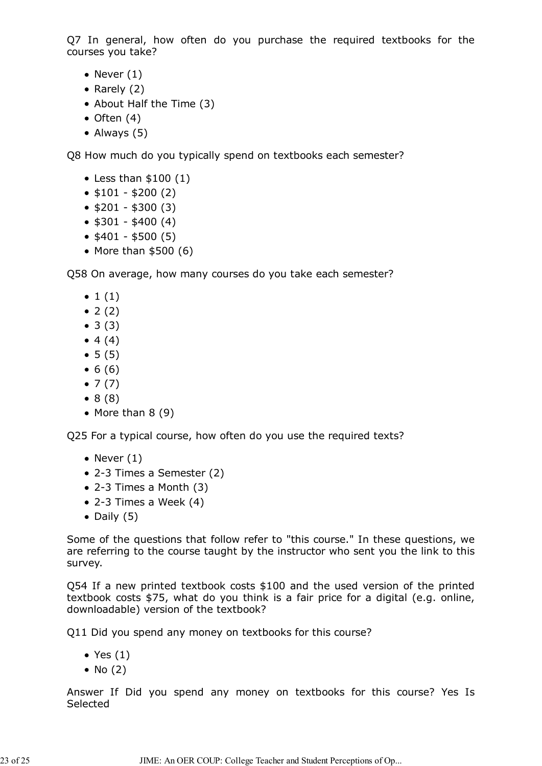Q7 In general, how often do you purchase the required textbooks for the courses you take?

- Never (1)
- Rarely (2)
- About Half the Time (3)
- Often (4)
- Always (5)

Q8 How much do you typically spend on textbooks each semester?

- Less than $100 (1)
- $101 - $200 (2)
- $201 - $300 (3)
- $301 - $400 (4)
- $401 - $500 (5)
- More than $500 (6)

Q58 On average, how many courses do you take each semester?

- 1 (1)
- 2 (2)
- 3 (3)
- 4 (4)
- 5 (5)
- 6 (6)
- 7 (7)
- 8 (8)
- More than 8 (9)

Q25 For a typical course, how often do you use the required texts?

- Never (1)
- 2-3 Times a Semester (2)
- 2-3 Times a Month (3)
- 2-3 Times a Week (4)
- Daily (5)

Some of the questions that follow refer to "this course." In these questions, we are referring to the course taught by the instructor who sent you the link to this survey.

Q54 If a new printed textbook costs $100 and the used version of the printed textbook costs $75, what do you think is a fair price for a digital (e.g. online, downloadable) version of the textbook?

Q11 Did you spend any money on textbooks for this course?

- Yes (1)
- No (2)

Answer If Did you spend any money on textbooks for this course? Yes Is Selected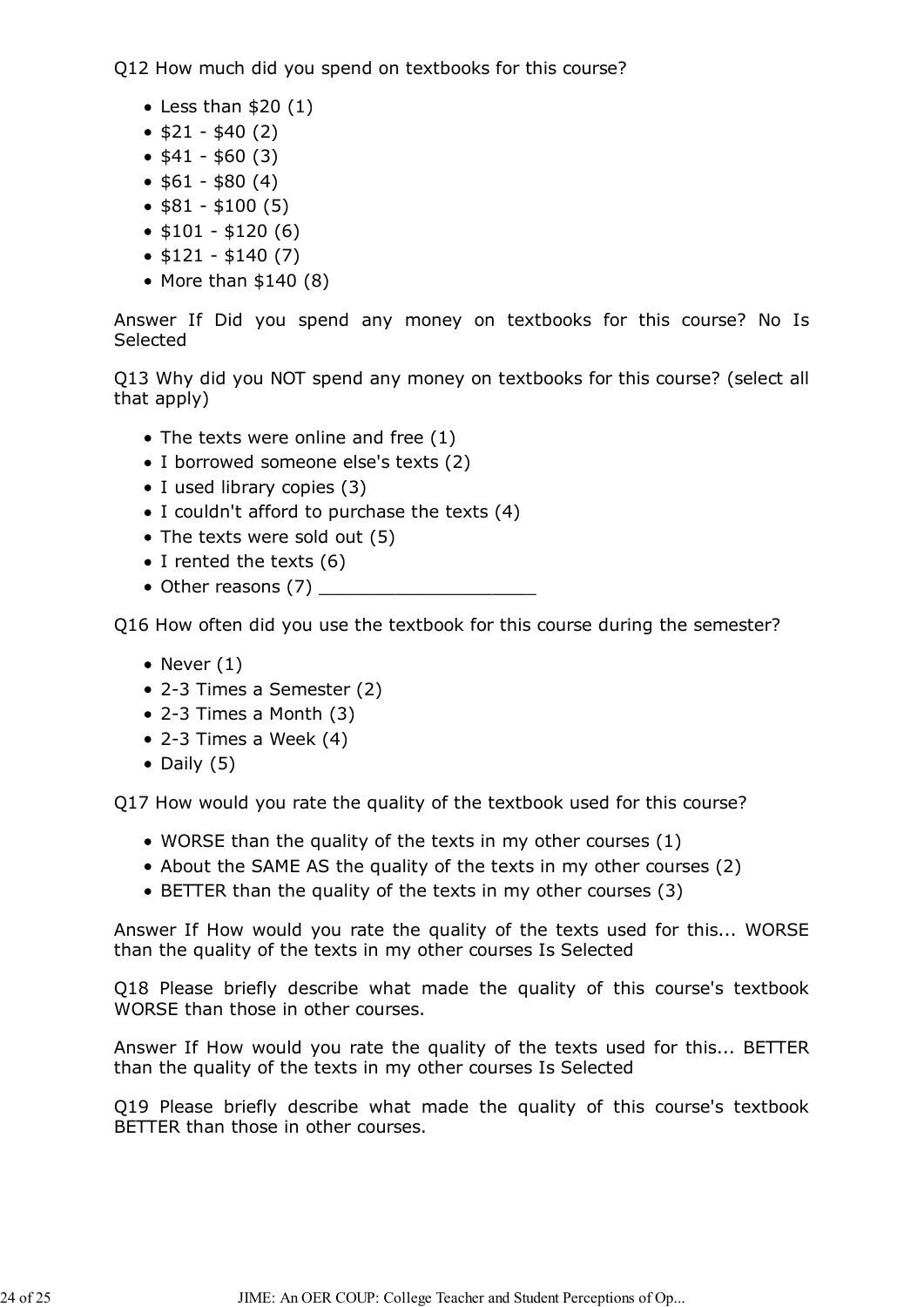Q12 How much did you spend on textbooks for this course?

- Less than $20 (1)
- $21 - $40 (2)
- $41 - $60 (3)
- $61 - $80 (4)
- $81 - $100 (5)
- $101 - $120 (6)
- $121 - $140 (7)
- More than $140 (8)

Answer If Did you spend any money on textbooks for this course? No Is Selected

Q13 Why did you NOT spend any money on textbooks for this course? (select all that apply)

- The texts were online and free (1)
- I borrowed someone else's texts (2)
- I used library copies (3)
- I couldn't afford to purchase the texts (4)
- The texts were sold out (5)
- I rented the texts (6)
- Other reasons (7) ____________________

Q16 How often did you use the textbook for this course during the semester?

- Never (1)
- 2-3 Times a Semester (2)
- 2-3 Times a Month (3)
- 2-3 Times a Week (4)
- Daily (5)

Q17 How would you rate the quality of the textbook used for this course?

- WORSE than the quality of the texts in my other courses (1)
- About the SAME AS the quality of the texts in my other courses (2)
- BETTER than the quality of the texts in my other courses (3)

Answer If How would you rate the quality of the texts used for this... WORSE than the quality of the texts in my other courses Is Selected

Q18 Please briefly describe what made the quality of this course's textbook WORSE than those in other courses.

Answer If How would you rate the quality of the texts used for this... BETTER than the quality of the texts in my other courses Is Selected

Q19 Please briefly describe what made the quality of this course's textbook BETTER than those in other courses.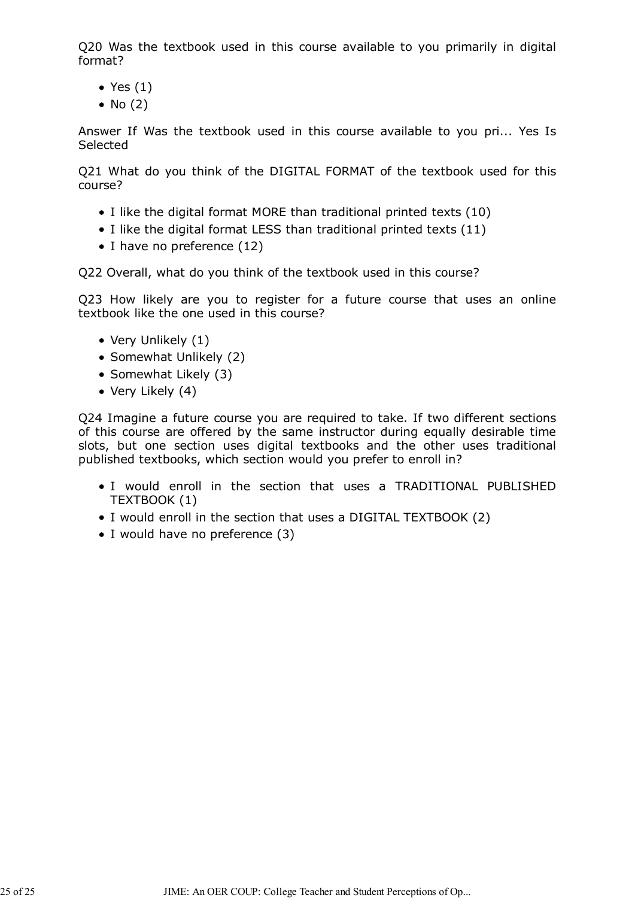Q20 Was the textbook used in this course available to you primarily in digital format?

- Yes (1)
- No (2)

Answer If Was the textbook used in this course available to you pri... Yes Is Selected

Q21 What do you think of the DIGITAL FORMAT of the textbook used for this course?

- I like the digital format MORE than traditional printed texts (10)
- I like the digital format LESS than traditional printed texts (11)
- I have no preference (12)

Q22 Overall, what do you think of the textbook used in this course?

Q23 How likely are you to register for a future course that uses an online textbook like the one used in this course?

- Very Unlikely (1)
- Somewhat Unlikely (2)
- Somewhat Likely (3)
- Very Likely (4)

Q24 Imagine a future course you are required to take. If two different sections of this course are offered by the same instructor during equally desirable time slots, but one section uses digital textbooks and the other uses traditional published textbooks, which section would you prefer to enroll in?

- I would enroll in the section that uses a TRADITIONAL PUBLISHED TEXTBOOK (1)
- I would enroll in the section that uses a DIGITAL TEXTBOOK (2)
- I would have no preference (3)